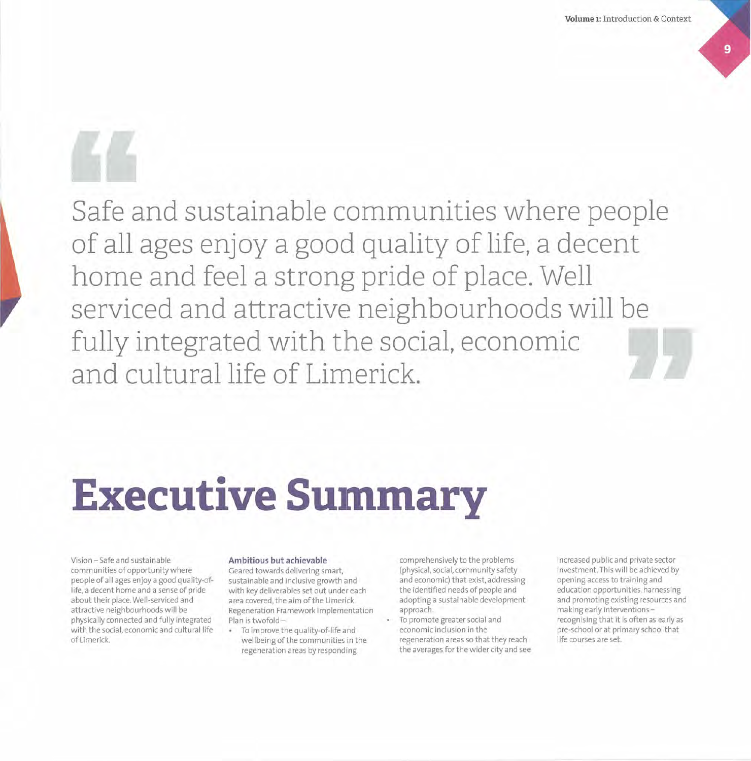> Safe and sustainable communities where people of all ages enjoy a good quality of life, a decent home and feel a strong pride of place. Well serviced and attractive neighbourhoods will be fully integrated with the social, economic and cultural life of Limerick.

# Executive Summary

Vision – Safe and sustainable communities of opportunity where people of all ages enjoy a good quality-of-life, a decent home and a sense of pride about their place. Well-serviced and attractive neighbourhoods will be physically connected and fully integrated with the social, economic and cultural life of Limerick.

**Ambitious but achievable**

Geared towards delivering smart, sustainable and inclusive growth and with key deliverables set out under each area covered, the aim of the Limerick Regeneration Framework Implementation Plan is twofold –

- To improve the quality-of-life and wellbeing of the communities in the regeneration areas by responding comprehensively to the problems (physical, social, community safety and economic) that exist, addressing the identified needs of people and adopting a sustainable development approach.
- To promote greater social and economic inclusion in the regeneration areas so that they reach the averages for the wider city and see increased public and private sector investment. This will be achieved by opening access to training and education opportunities, harnessing and promoting existing resources and making early interventions – recognising that it is often as early as pre-school or at primary school that life courses are set.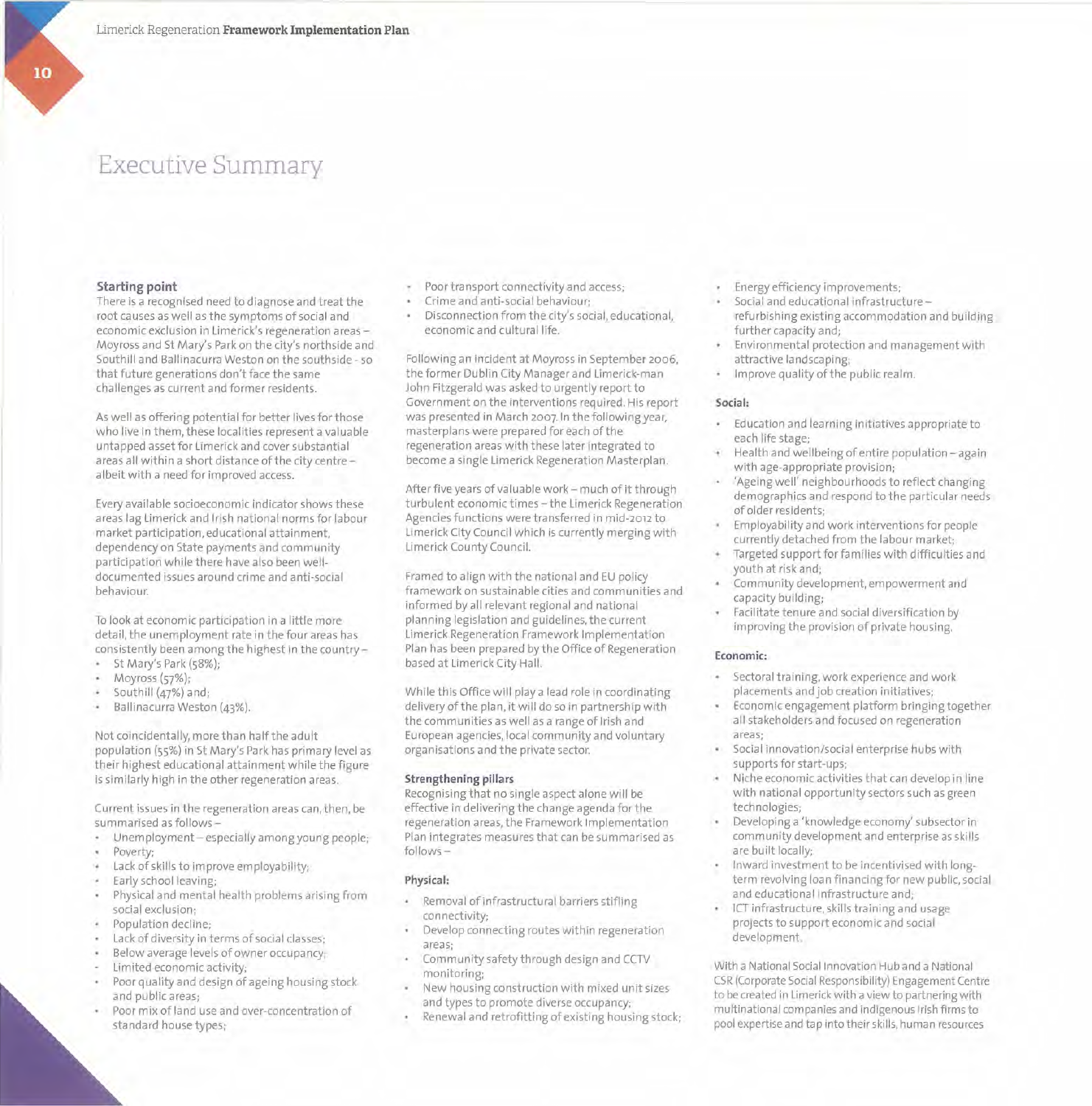# Executive Summary

### Starting point

There is a recognised need to diagnose and treat the root causes as well as the symptoms of social and economic exclusion in Limerick's regeneration areas – Moyross and St Mary's Park on the city's northside and Southill and Ballinacurra Weston on the southside - so that future generations don't face the same challenges as current and former residents.

As well as offering potential for better lives for those who live in them, these localities represent a valuable untapped asset for Limerick and cover substantial areas all within a short distance of the city centre – albeit with a need for improved access.

Every available socioeconomic indicator shows these areas lag Limerick and Irish national norms for labour market participation, educational attainment, dependency on State payments and community participation while there have also been well-documented issues around crime and anti-social behaviour.

To look at economic participation in a little more detail, the unemployment rate in the four areas has consistently been among the highest in the country –

- St Mary's Park (58%);
- Moyross (57%);
- Southill (47%) and;
- Ballinacurra Weston (43%).

Not coincidentally, more than half the adult population (55%) in St Mary's Park has primary level as their highest educational attainment while the figure is similarly high in the other regeneration areas.

Current issues in the regeneration areas can, then, be summarised as follows –

- Unemployment – especially among young people;
- Poverty;
- Lack of skills to improve employability;
- Early school leaving;
- Physical and mental health problems arising from social exclusion;
- Population decline;
- Lack of diversity in terms of social classes;
- Below average levels of owner occupancy;
- Limited economic activity;
- Poor quality and design of ageing housing stock and public areas;
- Poor mix of land use and over-concentration of standard house types;
- Poor transport connectivity and access;
- Crime and anti-social behaviour;
- Disconnection from the city's social, educational, economic and cultural life.

Following an incident at Moyross in September 2006, the former Dublin City Manager and Limerick-man John Fitzgerald was asked to urgently report to Government on the interventions required. His report was presented in March 2007. In the following year, masterplans were prepared for each of the regeneration areas with these later integrated to become a single Limerick Regeneration Masterplan.

After five years of valuable work – much of it through turbulent economic times – the Limerick Regeneration Agencies functions were transferred in mid-2012 to Limerick City Council which is currently merging with Limerick County Council.

Framed to align with the national and EU policy framework on sustainable cities and communities and informed by all relevant regional and national planning legislation and guidelines, the current Limerick Regeneration Framework Implementation Plan has been prepared by the Office of Regeneration based at Limerick City Hall.

While this Office will play a lead role in coordinating delivery of the plan, it will do so in partnership with the communities as well as a range of Irish and European agencies, local community and voluntary organisations and the private sector.

### Strengthening pillars

Recognising that no single aspect alone will be effective in delivering the change agenda for the regeneration areas, the Framework Implementation Plan integrates measures that can be summarised as follows –

#### Physical:

- Removal of infrastructural barriers stifling connectivity;
- Develop connecting routes within regeneration areas;
- Community safety through design and CCTV monitoring;
- New housing construction with mixed unit sizes and types to promote diverse occupancy;
- Renewal and retrofitting of existing housing stock;
- Energy efficiency improvements;
- Social and educational infrastructure – refurbishing existing accommodation and building further capacity and;
- Environmental protection and management with attractive landscaping;
- Improve quality of the public realm.

#### Social:

- Education and learning initiatives appropriate to each life stage;
- Health and wellbeing of entire population – again with age-appropriate provision;
- 'Ageing well' neighbourhoods to reflect changing demographics and respond to the particular needs of older residents;
- Employability and work interventions for people currently detached from the labour market;
- Targeted support for families with difficulties and youth at risk and;
- Community development, empowerment and capacity building;
- Facilitate tenure and social diversification by improving the provision of private housing.

#### Economic:

- Sectoral training, work experience and work placements and job creation initiatives;
- Economic engagement platform bringing together all stakeholders and focused on regeneration areas;
- Social innovation/social enterprise hubs with supports for start-ups;
- Niche economic activities that can develop in line with national opportunity sectors such as green technologies;
- Developing a 'knowledge economy' subsector in community development and enterprise as skills are built locally;
- Inward investment to be incentivised with long-term revolving loan financing for new public, social and educational infrastructure and;
- ICT infrastructure, skills training and usage projects to support economic and social development.

With a National Social Innovation Hub and a National CSR (Corporate Social Responsibility) Engagement Centre to be created in Limerick with a view to partnering with multinational companies and indigenous Irish firms to pool expertise and tap into their skills, human resources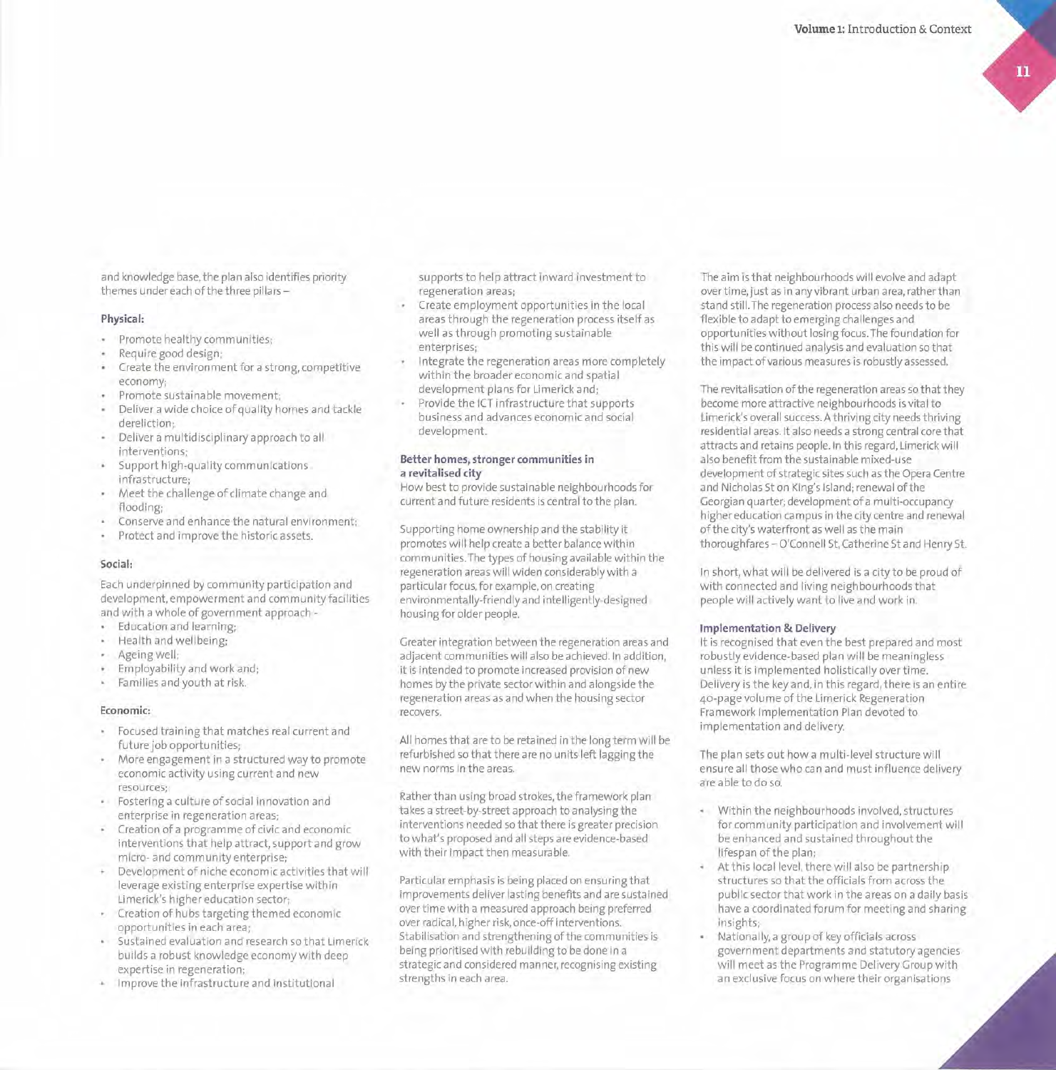and knowledge base, the plan also identifies priority themes under each of the three pillars –

**Physical:**

- Promote healthy communities;
- Require good design;
- Create the environment for a strong, competitive economy;
- Promote sustainable movement;
- Deliver a wide choice of quality homes and tackle dereliction;
- Deliver a multidisciplinary approach to all interventions;
- Support high-quality communications infrastructure;
- Meet the challenge of climate change and flooding;
- Conserve and enhance the natural environment;
- Protect and improve the historic assets.

**Social:**

Each underpinned by community participation and development, empowerment and community facilities and with a whole of government approach -

- Education and learning;
- Health and wellbeing;
- Ageing well;
- Employability and work and;
- Families and youth at risk.

**Economic:**

- Focused training that matches real current and future job opportunities;
- More engagement in a structured way to promote economic activity using current and new resources;
- Fostering a culture of social innovation and enterprise in regeneration areas;
- Creation of a programme of civic and economic interventions that help attract, support and grow micro- and community enterprise;
- Development of niche economic activities that will leverage existing enterprise expertise within Limerick's higher education sector;
- Creation of hubs targeting themed economic opportunities in each area;
- Sustained evaluation and research so that Limerick builds a robust knowledge economy with deep expertise in regeneration;
- Improve the infrastructure and institutional supports to help attract inward investment to regeneration areas;
- Create employment opportunities in the local areas through the regeneration process itself as well as through promoting sustainable enterprises;
- Integrate the regeneration areas more completely within the broader economic and spatial development plans for Limerick and;
- Provide the ICT infrastructure that supports business and advances economic and social development.

**Better homes, stronger communities in a revitalised city**

How best to provide sustainable neighbourhoods for current and future residents is central to the plan.

Supporting home ownership and the stability it promotes will help create a better balance within communities. The types of housing available within the regeneration areas will widen considerably with a particular focus, for example, on creating environmentally-friendly and intelligently-designed housing for older people.

Greater integration between the regeneration areas and adjacent communities will also be achieved. In addition, it is intended to promote increased provision of new homes by the private sector within and alongside the regeneration areas as and when the housing sector recovers.

All homes that are to be retained in the long term will be refurbished so that there are no units left lagging the new norms in the areas.

Rather than using broad strokes, the framework plan takes a street-by-street approach to analysing the interventions needed so that there is greater precision to what's proposed and all steps are evidence-based with their impact then measurable.

Particular emphasis is being placed on ensuring that improvements deliver lasting benefits and are sustained over time with a measured approach being preferred over radical, higher risk, once-off interventions. Stabilisation and strengthening of the communities is being prioritised with rebuilding to be done in a strategic and considered manner, recognising existing strengths in each area.

The aim is that neighbourhoods will evolve and adapt over time, just as in any vibrant urban area, rather than stand still. The regeneration process also needs to be flexible to adapt to emerging challenges and opportunities without losing focus. The foundation for this will be continued analysis and evaluation so that the impact of various measures is robustly assessed.

The revitalisation of the regeneration areas so that they become more attractive neighbourhoods is vital to Limerick's overall success. A thriving city needs thriving residential areas. It also needs a strong central core that attracts and retains people. In this regard, Limerick will also benefit from the sustainable mixed-use development of strategic sites such as the Opera Centre and Nicholas St on King's Island; renewal of the Georgian quarter; development of a multi-occupancy higher education campus in the city centre and renewal of the city's waterfront as well as the main thoroughfares – O'Connell St, Catherine St and Henry St.

In short, what will be delivered is a city to be proud of with connected and living neighbourhoods that people will actively want to live and work in.

**Implementation & Delivery**

It is recognised that even the best prepared and most robustly evidence-based plan will be meaningless unless it is implemented holistically over time. Delivery is the key and, in this regard, there is an entire 40-page volume of the Limerick Regeneration Framework Implementation Plan devoted to implementation and delivery.

The plan sets out how a multi-level structure will ensure all those who can and must influence delivery are able to do so.

- Within the neighbourhoods involved, structures for community participation and involvement will be enhanced and sustained throughout the lifespan of the plan;
- At this local level, there will also be partnership structures so that the officials from across the public sector that work in the areas on a daily basis have a coordinated forum for meeting and sharing insights;
- Nationally, a group of key officials across government departments and statutory agencies will meet as the Programme Delivery Group with an exclusive focus on where their organisations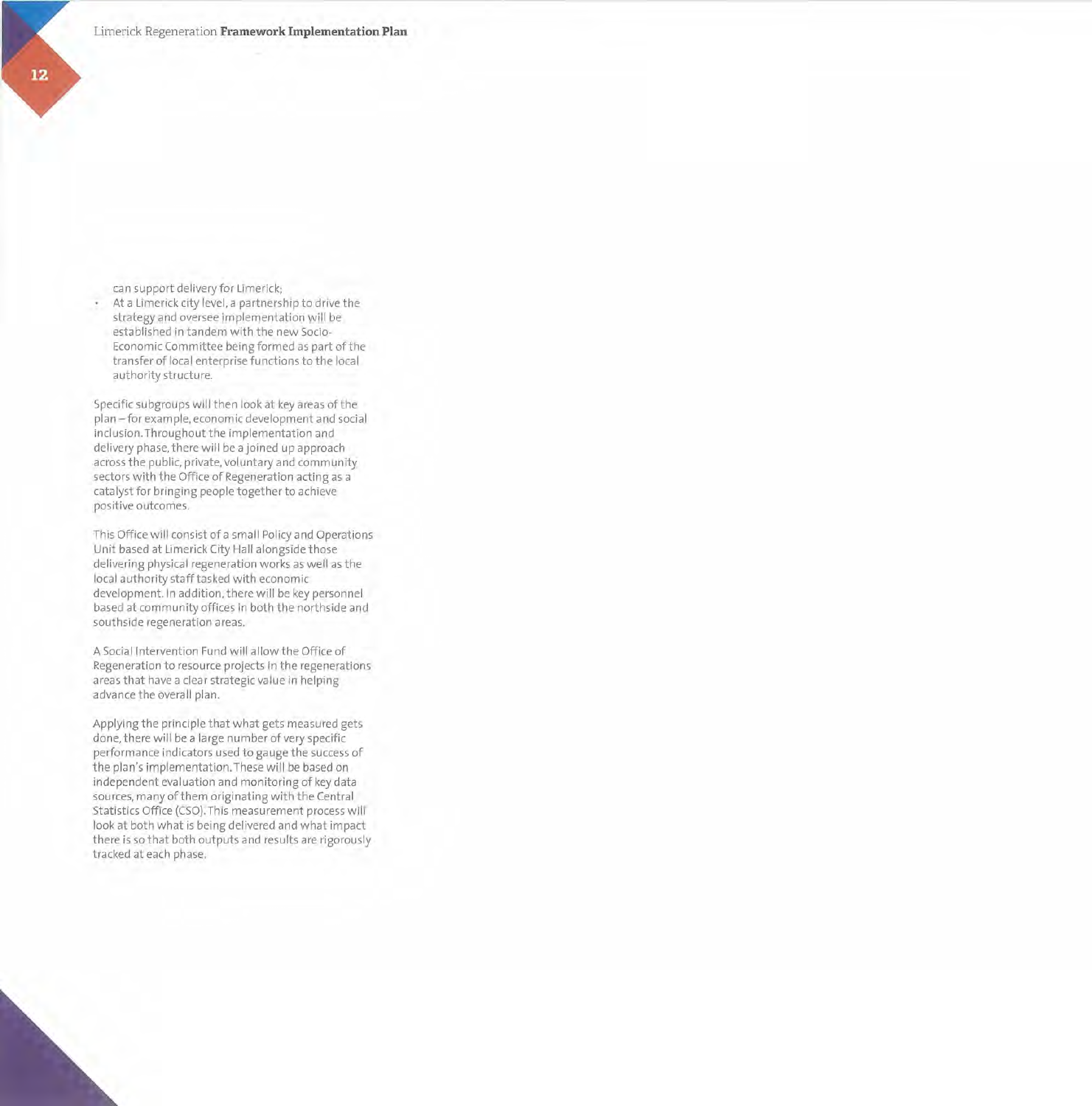can support delivery for Limerick;

- At a Limerick city level, a partnership to drive the strategy and oversee implementation will be established in tandem with the new Socio-Economic Committee being formed as part of the transfer of local enterprise functions to the local authority structure.

Specific subgroups will then look at key areas of the plan – for example, economic development and social inclusion. Throughout the implementation and delivery phase, there will be a joined up approach across the public, private, voluntary and community sectors with the Office of Regeneration acting as a catalyst for bringing people together to achieve positive outcomes.

This Office will consist of a small Policy and Operations Unit based at Limerick City Hall alongside those delivering physical regeneration works as well as the local authority staff tasked with economic development. In addition, there will be key personnel based at community offices in both the northside and southside regeneration areas.

A Social Intervention Fund will allow the Office of Regeneration to resource projects in the regenerations areas that have a clear strategic value in helping advance the overall plan.

Applying the principle that what gets measured gets done, there will be a large number of very specific performance indicators used to gauge the success of the plan's implementation. These will be based on independent evaluation and monitoring of key data sources, many of them originating with the Central Statistics Office (CSO). This measurement process will look at both what is being delivered and what impact there is so that both outputs and results are rigorously tracked at each phase.